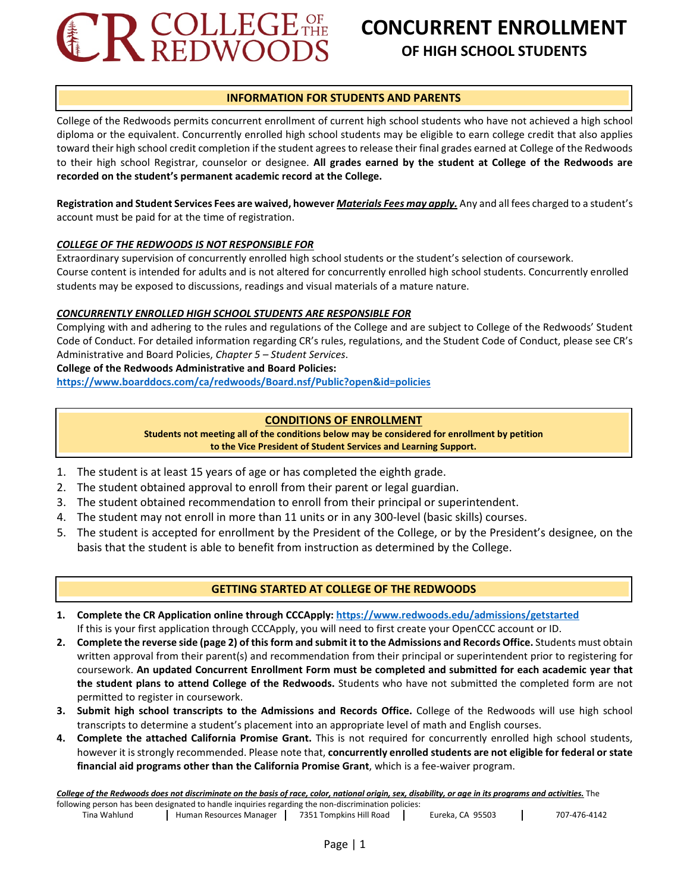# CONCURRENT ENROLLMENT OF HIGH SCHOOL STUDENTS

College of the Redwoods

## INFORMATION FOR STUDENTS AND PARENTS

College of the Redwoods permits concurrent enrollment of current high school students who have not achieved a high school diploma or the equivalent. Concurrently enrolled high school students may be eligible to earn college credit that also applies toward their high school credit completion if the student agrees to release their final grades earned at College of the Redwoods to their high school Registrar, counselor or designee. **All grades earned by the student at College of the Redwoods are recorded on the student's permanent academic record at the College.**

**Registration and Student Services Fees are waived, however *Materials Fees may apply.*** Any and all fees charged to a student's account must be paid for at the time of registration.

***COLLEGE OF THE REDWOODS IS NOT RESPONSIBLE FOR***

Extraordinary supervision of concurrently enrolled high school students or the student's selection of coursework.
Course content is intended for adults and is not altered for concurrently enrolled high school students. Concurrently enrolled students may be exposed to discussions, readings and visual materials of a mature nature.

***CONCURRENTLY ENROLLED HIGH SCHOOL STUDENTS ARE RESPONSIBLE FOR***

Complying with and adhering to the rules and regulations of the College and are subject to College of the Redwoods' Student Code of Conduct. For detailed information regarding CR's rules, regulations, and the Student Code of Conduct, please see CR's Administrative and Board Policies, *Chapter 5 – Student Services*.

**College of the Redwoods Administrative and Board Policies:**
**https://www.boarddocs.com/ca/redwoods/Board.nsf/Public?open&id=policies**

## CONDITIONS OF ENROLLMENT

**Students not meeting all of the conditions below may be considered for enrollment by petition to the Vice President of Student Services and Learning Support.**

1. The student is at least 15 years of age or has completed the eighth grade.
2. The student obtained approval to enroll from their parent or legal guardian.
3. The student obtained recommendation to enroll from their principal or superintendent.
4. The student may not enroll in more than 11 units or in any 300-level (basic skills) courses.
5. The student is accepted for enrollment by the President of the College, or by the President's designee, on the basis that the student is able to benefit from instruction as determined by the College.

## GETTING STARTED AT COLLEGE OF THE REDWOODS

1. **Complete the CR Application online through CCCApply: https://www.redwoods.edu/admissions/getstarted**
   If this is your first application through CCCApply, you will need to first create your OpenCCC account or ID.
2. **Complete the reverse side (page 2) of this form and submit it to the Admissions and Records Office.** Students must obtain written approval from their parent(s) and recommendation from their principal or superintendent prior to registering for coursework. **An updated Concurrent Enrollment Form must be completed and submitted for each academic year that the student plans to attend College of the Redwoods.** Students who have not submitted the completed form are not permitted to register in coursework.
3. **Submit high school transcripts to the Admissions and Records Office.** College of the Redwoods will use high school transcripts to determine a student's placement into an appropriate level of math and English courses.
4. **Complete the attached California Promise Grant.** This is not required for concurrently enrolled high school students, however it is strongly recommended. Please note that, **concurrently enrolled students are not eligible for federal or state financial aid programs other than the California Promise Grant**, which is a fee-waiver program.

***College of the Redwoods does not discriminate on the basis of race, color, national origin, sex, disability, or age in its programs and activities.*** The following person has been designated to handle inquiries regarding the non-discrimination policies:

Tina Wahlund | Human Resources Manager | 7351 Tompkins Hill Road | Eureka, CA 95503 | 707-476-4142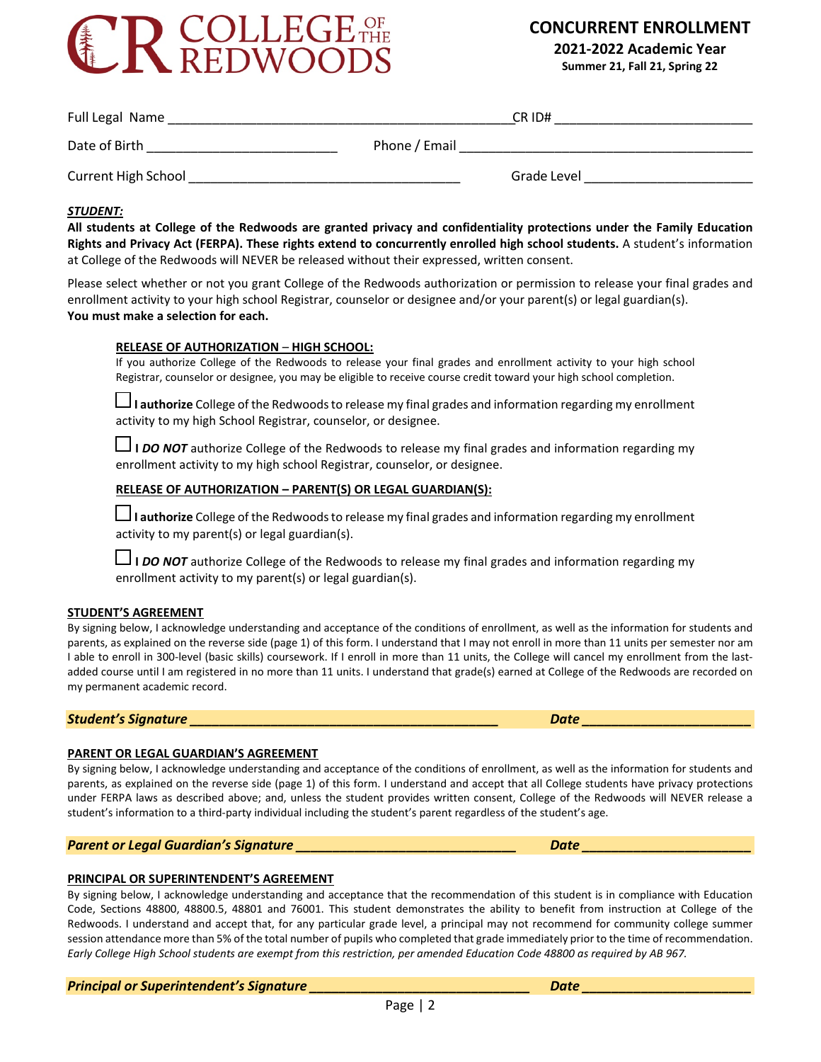# COLLEGE OF THE REDWOODS

## CONCURRENT ENROLLMENT

**2021-2022 Academic Year**

**Summer 21, Fall 21, Spring 22**

Full Legal Name ______________________________________________ CR ID# __________________________

Date of Birth __________________________ Phone / Email ________________________________________

Current High School ______________________________________ Grade Level ______________________

***STUDENT:***

**All students at College of the Redwoods are granted privacy and confidentiality protections under the Family Education Rights and Privacy Act (FERPA). These rights extend to concurrently enrolled high school students.** A student's information at College of the Redwoods will NEVER be released without their expressed, written consent.

Please select whether or not you grant College of the Redwoods authorization or permission to release your final grades and enrollment activity to your high school Registrar, counselor or designee and/or your parent(s) or legal guardian(s).
**You must make a selection for each.**

**RELEASE OF AUTHORIZATION – HIGH SCHOOL:**

If you authorize College of the Redwoods to release your final grades and enrollment activity to your high school Registrar, counselor or designee, you may be eligible to receive course credit toward your high school completion.

☐ **I authorize** College of the Redwoods to release my final grades and information regarding my enrollment activity to my high School Registrar, counselor, or designee.

☐ **I *DO NOT*** authorize College of the Redwoods to release my final grades and information regarding my enrollment activity to my high school Registrar, counselor, or designee.

**RELEASE OF AUTHORIZATION – PARENT(S) OR LEGAL GUARDIAN(S):**

☐ **I authorize** College of the Redwoods to release my final grades and information regarding my enrollment activity to my parent(s) or legal guardian(s).

☐ **I *DO NOT*** authorize College of the Redwoods to release my final grades and information regarding my enrollment activity to my parent(s) or legal guardian(s).

**STUDENT'S AGREEMENT**

By signing below, I acknowledge understanding and acceptance of the conditions of enrollment, as well as the information for students and parents, as explained on the reverse side (page 1) of this form. I understand that I may not enroll in more than 11 units per semester nor am I able to enroll in 300-level (basic skills) coursework. If I enroll in more than 11 units, the College will cancel my enrollment from the last-added course until I am registered in no more than 11 units. I understand that grade(s) earned at College of the Redwoods are recorded on my permanent academic record.

***Student's Signature*** ____________________________________________ ***Date*** ________________________

**PARENT OR LEGAL GUARDIAN'S AGREEMENT**

By signing below, I acknowledge understanding and acceptance of the conditions of enrollment, as well as the information for students and parents, as explained on the reverse side (page 1) of this form. I understand and accept that all College students have privacy protections under FERPA laws as described above; and, unless the student provides written consent, College of the Redwoods will NEVER release a student's information to a third-party individual including the student's parent regardless of the student's age.

***Parent or Legal Guardian's Signature*** ______________________________ ***Date*** ________________________

**PRINCIPAL OR SUPERINTENDENT'S AGREEMENT**

By signing below, I acknowledge understanding and acceptance that the recommendation of this student is in compliance with Education Code, Sections 48800, 48800.5, 48801 and 76001. This student demonstrates the ability to benefit from instruction at College of the Redwoods. I understand and accept that, for any particular grade level, a principal may not recommend for community college summer session attendance more than 5% of the total number of pupils who completed that grade immediately prior to the time of recommendation. *Early College High School students are exempt from this restriction, per amended Education Code 48800 as required by AB 967.*

***Principal or Superintendent's Signature*** ______________________________ ***Date*** ________________________